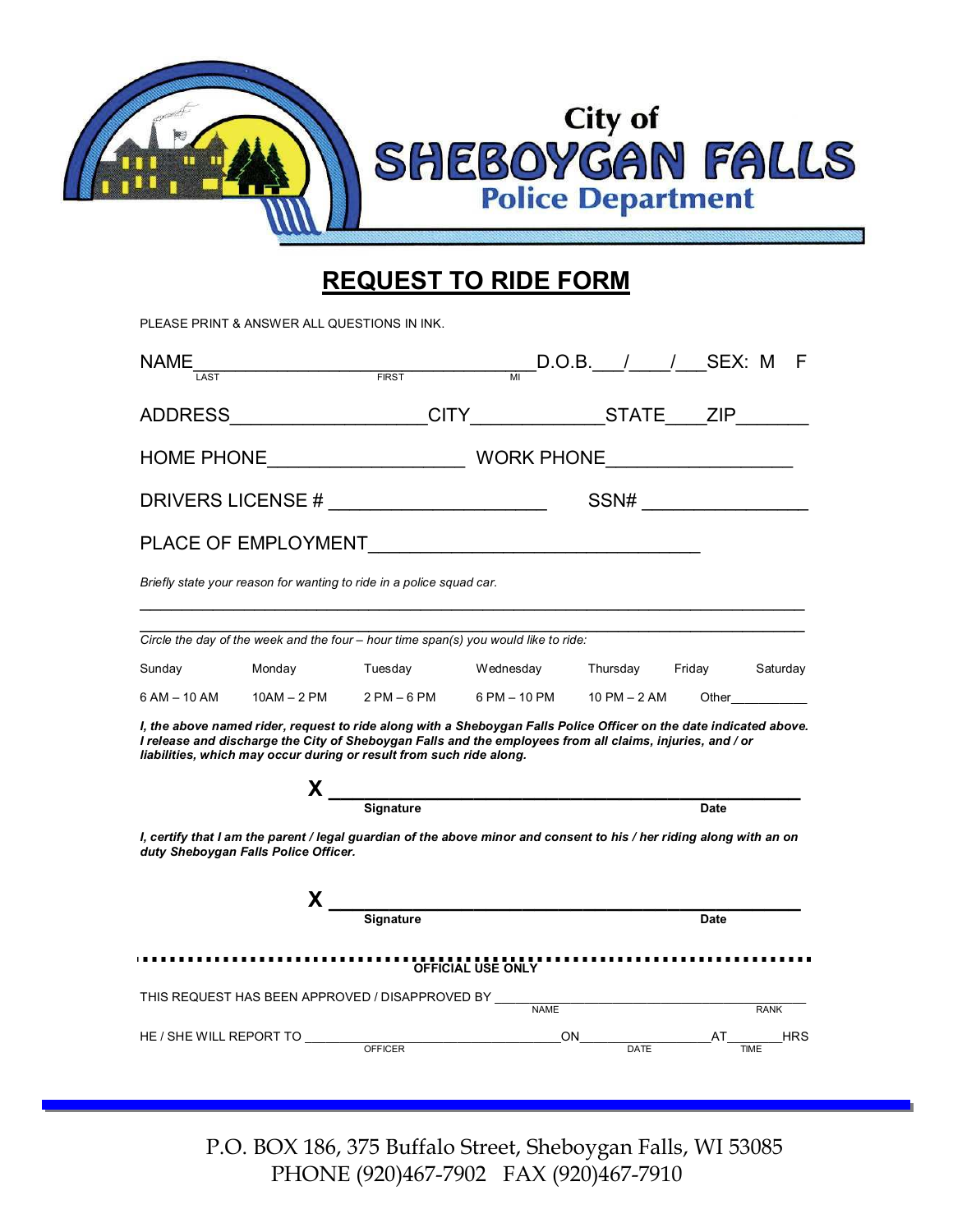City of
# SHEBOYGAN FALLS
Police Department

## REQUEST TO RIDE FORM

PLEASE PRINT & ANSWER ALL QUESTIONS IN INK.

NAME________________________________________ D.O.B.___/____/___ SEX: M F
LAST FIRST MI

ADDRESS____________________ CITY______________ STATE____ ZIP_______

HOME PHONE___________________ WORK PHONE__________________

DRIVERS LICENSE # _____________________ SSN# ________________

PLACE OF EMPLOYMENT________________________________

*Briefly state your reason for wanting to ride in a police squad car.*

______________________________________________________________________

______________________________________________________________________

*Circle the day of the week and the four – hour time span(s) you would like to ride:*

| Sunday | Monday | Tuesday | Wednesday | Thursday | Friday | Saturday |
|---|---|---|---|---|---|---|
| 6 AM – 10 AM | 10AM – 2 PM | 2 PM – 6 PM | 6 PM – 10 PM | 10 PM – 2 AM | Other___________ | |

***I, the above named rider, request to ride along with a Sheboygan Falls Police Officer on the date indicated above. I release and discharge the City of Sheboygan Falls and the employees from all claims, injuries, and / or liabilities, which may occur during or result from such ride along.***

**X** ______________________________________________
**Signature** **Date**

***I, certify that I am the parent / legal guardian of the above minor and consent to his / her riding along with an on duty Sheboygan Falls Police Officer.***

**X** ______________________________________________
**Signature** **Date**

**OFFICIAL USE ONLY**

THIS REQUEST HAS BEEN APPROVED / DISAPPROVED BY ____________________________________
NAME RANK

HE / SHE WILL REPORT TO ______________________________ON_______________AT_______HRS
OFFICER DATE TIME

P.O. BOX 186, 375 Buffalo Street, Sheboygan Falls, WI 53085
PHONE (920)467-7902 FAX (920)467-7910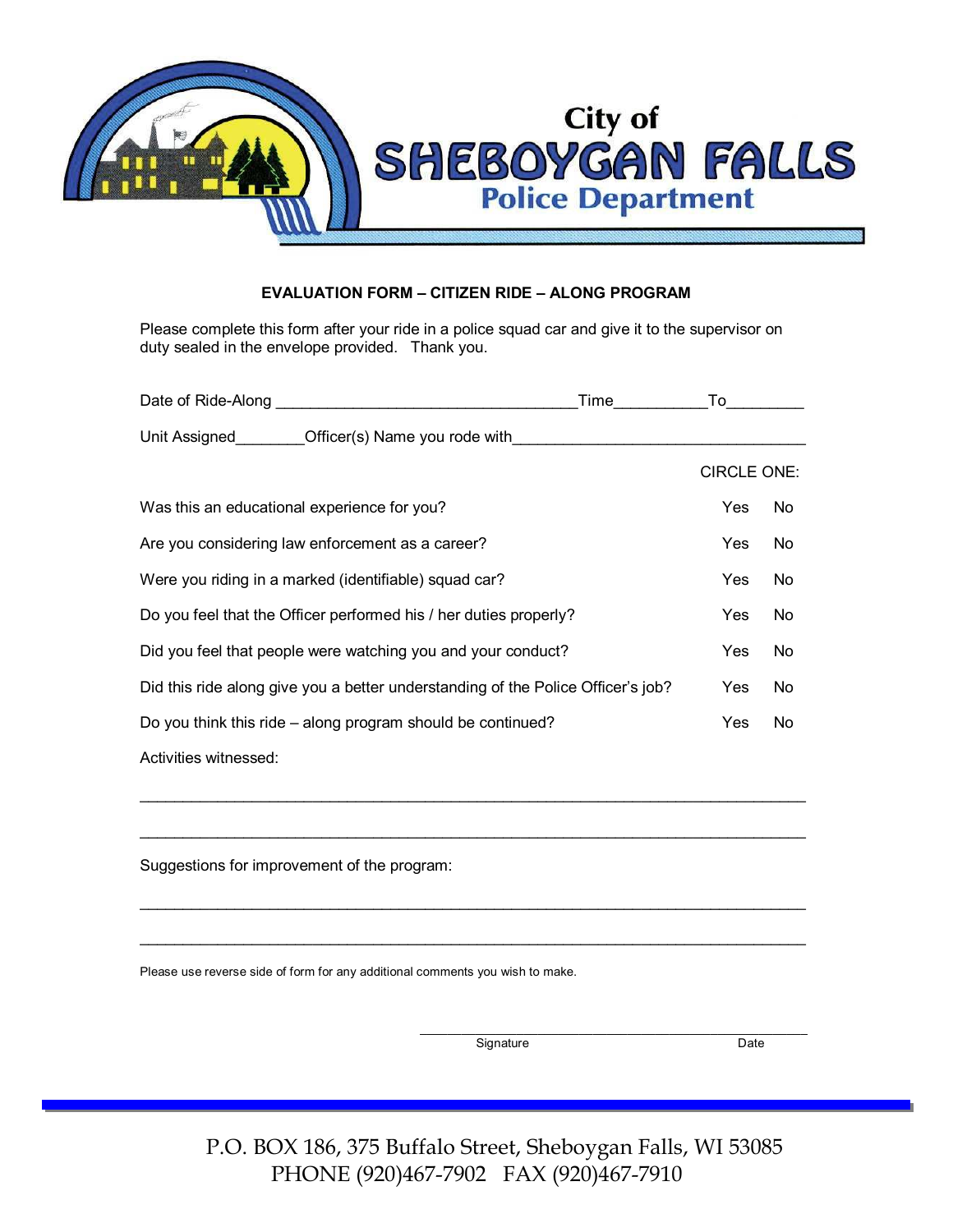City of
# SHEBOYGAN FALLS
## Police Department

**EVALUATION FORM – CITIZEN RIDE – ALONG PROGRAM**

Please complete this form after your ride in a police squad car and give it to the supervisor on duty sealed in the envelope provided. Thank you.

Date of Ride-Along ___________________________________Time__________To_________

Unit Assigned________Officer(s) Name you rode with__________________________________

| | CIRCLE ONE: | |
|---|---|---|
| Was this an educational experience for you? | Yes | No |
| Are you considering law enforcement as a career? | Yes | No |
| Were you riding in a marked (identifiable) squad car? | Yes | No |
| Do you feel that the Officer performed his / her duties properly? | Yes | No |
| Did you feel that people were watching you and your conduct? | Yes | No |
| Did this ride along give you a better understanding of the Police Officer's job? | Yes | No |
| Do you think this ride – along program should be continued? | Yes | No |

Activities witnessed:

_____________________________________________________________________________

_____________________________________________________________________________

Suggestions for improvement of the program:

_____________________________________________________________________________

_____________________________________________________________________________

Please use reverse side of form for any additional comments you wish to make.

_____________________________________________

Signature Date

P.O. BOX 186, 375 Buffalo Street, Sheboygan Falls, WI 53085
PHONE (920)467-7902 FAX (920)467-7910